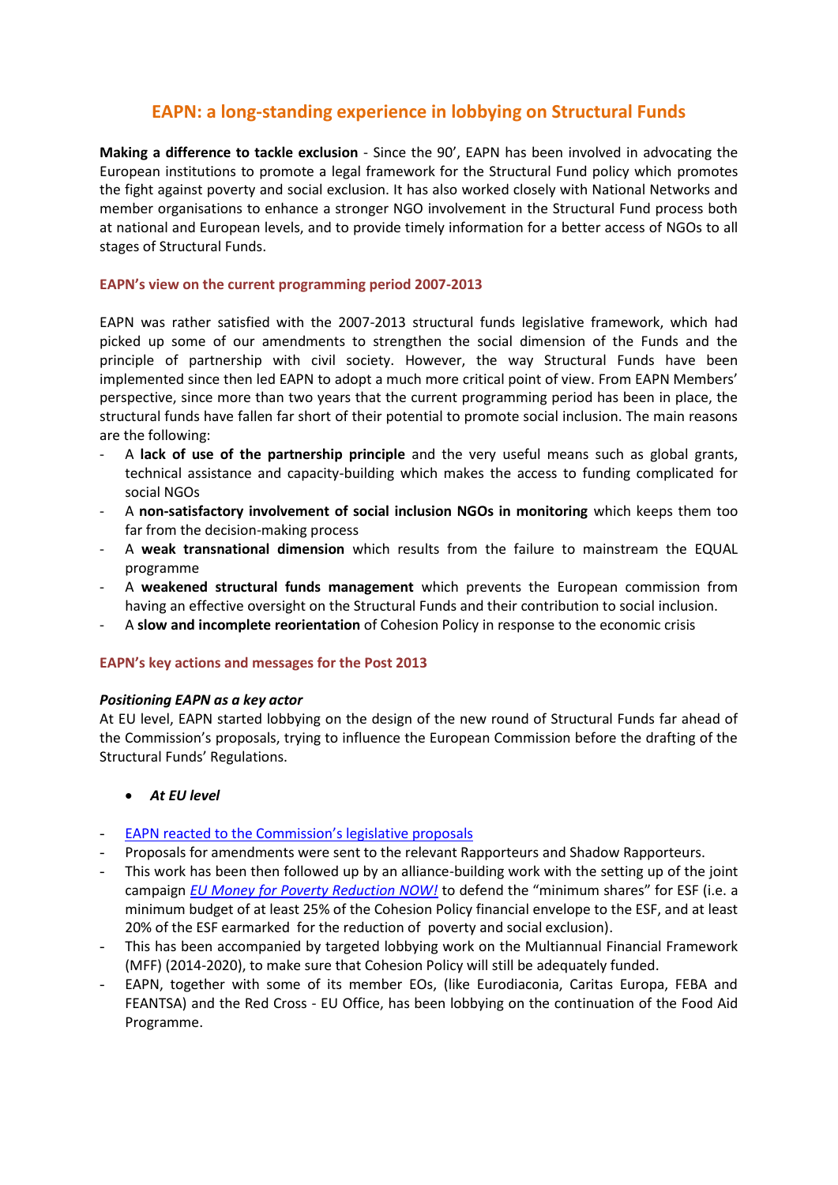# EAPN: a long-standing experience in lobbying on Structural Funds

**Making a difference to tackle exclusion** - Since the 90', EAPN has been involved in advocating the European institutions to promote a legal framework for the Structural Fund policy which promotes the fight against poverty and social exclusion. It has also worked closely with National Networks and member organisations to enhance a stronger NGO involvement in the Structural Fund process both at national and European levels, and to provide timely information for a better access of NGOs to all stages of Structural Funds.

## EAPN's view on the current programming period 2007-2013

EAPN was rather satisfied with the 2007-2013 structural funds legislative framework, which had picked up some of our amendments to strengthen the social dimension of the Funds and the principle of partnership with civil society. However, the way Structural Funds have been implemented since then led EAPN to adopt a much more critical point of view. From EAPN Members' perspective, since more than two years that the current programming period has been in place, the structural funds have fallen far short of their potential to promote social inclusion. The main reasons are the following:

- A **lack of use of the partnership principle** and the very useful means such as global grants, technical assistance and capacity-building which makes the access to funding complicated for social NGOs
- A **non-satisfactory involvement of social inclusion NGOs in monitoring** which keeps them too far from the decision-making process
- A **weak transnational dimension** which results from the failure to mainstream the EQUAL programme
- A **weakened structural funds management** which prevents the European commission from having an effective oversight on the Structural Funds and their contribution to social inclusion.
- A **slow and incomplete reorientation** of Cohesion Policy in response to the economic crisis

## EAPN's key actions and messages for the Post 2013

***Positioning EAPN as a key actor***

At EU level, EAPN started lobbying on the design of the new round of Structural Funds far ahead of the Commission's proposals, trying to influence the European Commission before the drafting of the Structural Funds' Regulations.

- ***At EU level***

- EAPN reacted to the Commission's legislative proposals
- Proposals for amendments were sent to the relevant Rapporteurs and Shadow Rapporteurs.
- This work has been then followed up by an alliance-building work with the setting up of the joint campaign *EU Money for Poverty Reduction NOW!* to defend the "minimum shares" for ESF (i.e. a minimum budget of at least 25% of the Cohesion Policy financial envelope to the ESF, and at least 20% of the ESF earmarked for the reduction of poverty and social exclusion).
- This has been accompanied by targeted lobbying work on the Multiannual Financial Framework (MFF) (2014-2020), to make sure that Cohesion Policy will still be adequately funded.
- EAPN, together with some of its member EOs, (like Eurodiaconia, Caritas Europa, FEBA and FEANTSA) and the Red Cross - EU Office, has been lobbying on the continuation of the Food Aid Programme.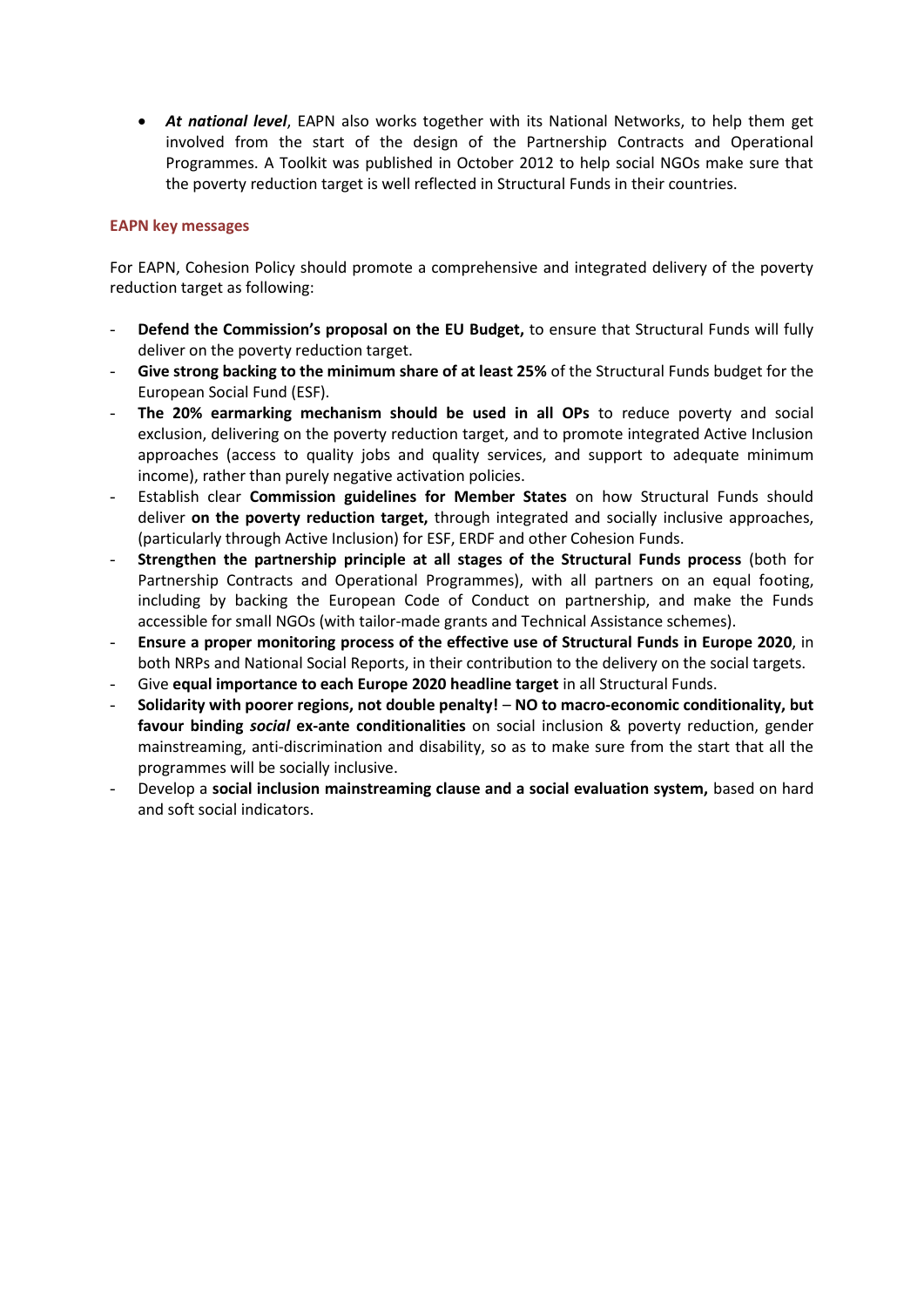- ***At national level***, EAPN also works together with its National Networks, to help them get involved from the start of the design of the Partnership Contracts and Operational Programmes. A Toolkit was published in October 2012 to help social NGOs make sure that the poverty reduction target is well reflected in Structural Funds in their countries.

### EAPN key messages

For EAPN, Cohesion Policy should promote a comprehensive and integrated delivery of the poverty reduction target as following:

- **Defend the Commission's proposal on the EU Budget,** to ensure that Structural Funds will fully deliver on the poverty reduction target.
- **Give strong backing to the minimum share of at least 25%** of the Structural Funds budget for the European Social Fund (ESF).
- **The 20% earmarking mechanism should be used in all OPs** to reduce poverty and social exclusion, delivering on the poverty reduction target, and to promote integrated Active Inclusion approaches (access to quality jobs and quality services, and support to adequate minimum income), rather than purely negative activation policies.
- Establish clear **Commission guidelines for Member States** on how Structural Funds should deliver **on the poverty reduction target,** through integrated and socially inclusive approaches, (particularly through Active Inclusion) for ESF, ERDF and other Cohesion Funds.
- **Strengthen the partnership principle at all stages of the Structural Funds process** (both for Partnership Contracts and Operational Programmes), with all partners on an equal footing, including by backing the European Code of Conduct on partnership, and make the Funds accessible for small NGOs (with tailor-made grants and Technical Assistance schemes).
- **Ensure a proper monitoring process of the effective use of Structural Funds in Europe 2020**, in both NRPs and National Social Reports, in their contribution to the delivery on the social targets.
- Give **equal importance to each Europe 2020 headline target** in all Structural Funds.
- **Solidarity with poorer regions, not double penalty!** – **NO to macro-economic conditionality, but favour binding *social* ex-ante conditionalities** on social inclusion & poverty reduction, gender mainstreaming, anti-discrimination and disability, so as to make sure from the start that all the programmes will be socially inclusive.
- Develop a **social inclusion mainstreaming clause and a social evaluation system,** based on hard and soft social indicators.